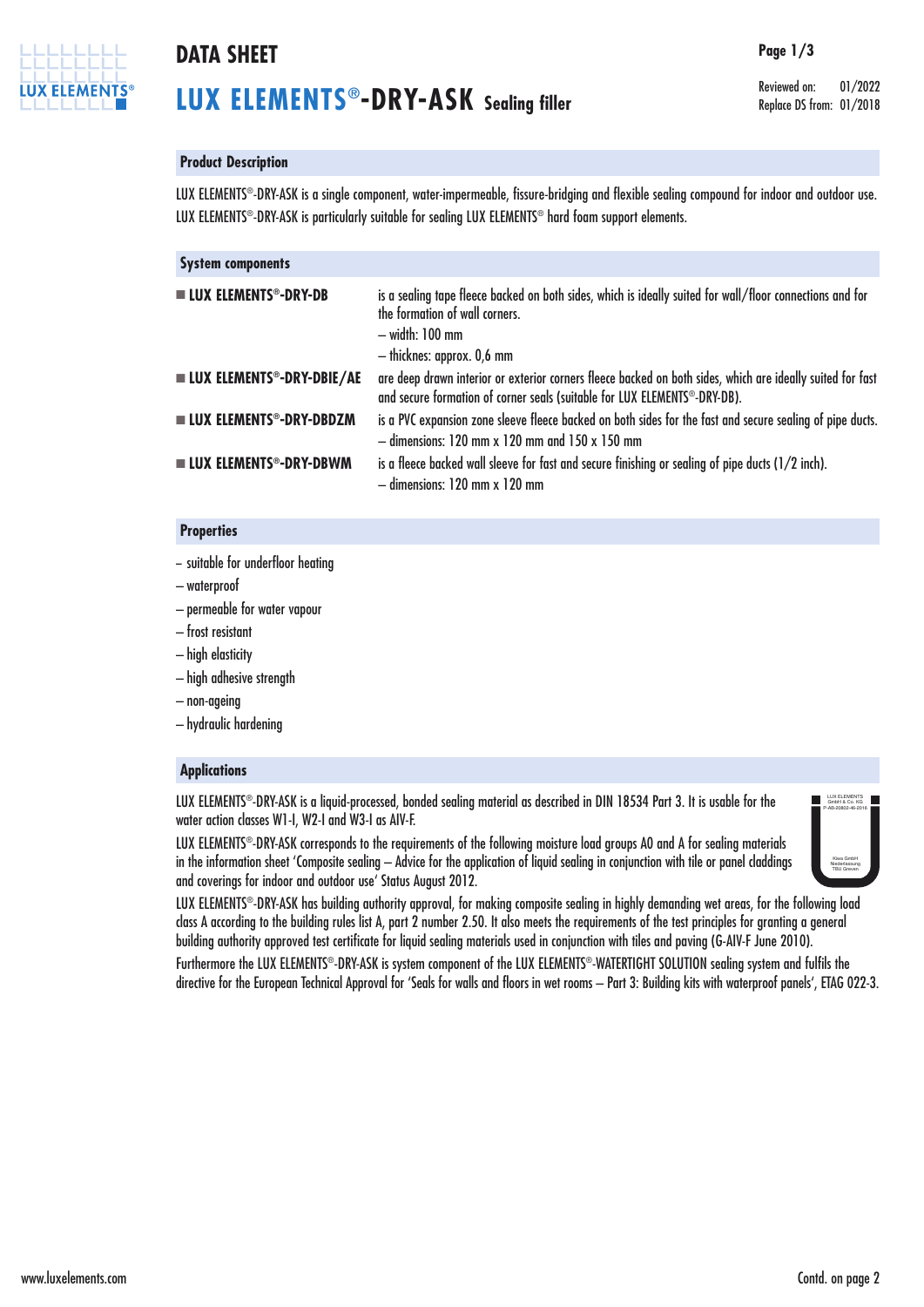# DATA SHEET

# LUX ELEMENTS®-DRY-ASK Sealing filler

Reviewed on: 01/2022
Replace DS from: 01/2018

## Product Description

LUX ELEMENTS®-DRY-ASK is a single component, water-impermeable, fissure-bridging and flexible sealing compound for indoor and outdoor use. LUX ELEMENTS®-DRY-ASK is particularly suitable for sealing LUX ELEMENTS® hard foam support elements.

## System components

- **LUX ELEMENTS®-DRY-DB** is a sealing tape fleece backed on both sides, which is ideally suited for wall/floor connections and for the formation of wall corners.
  – width: 100 mm
  – thicknes: approx. 0,6 mm
- **LUX ELEMENTS®-DRY-DBIE/AE** are deep drawn interior or exterior corners fleece backed on both sides, which are ideally suited for fast and secure formation of corner seals (suitable for LUX ELEMENTS®-DRY-DB).
- **LUX ELEMENTS®-DRY-DBDZM** is a PVC expansion zone sleeve fleece backed on both sides for the fast and secure sealing of pipe ducts.
  – dimensions: 120 mm x 120 mm and 150 x 150 mm
- **LUX ELEMENTS®-DRY-DBWM** is a fleece backed wall sleeve for fast and secure finishing or sealing of pipe ducts (1/2 inch).
  – dimensions: 120 mm x 120 mm

## Properties

– suitable for underfloor heating
– waterproof
– permeable for water vapour
– frost resistant
– high elasticity
– high adhesive strength
– non-ageing
– hydraulic hardening

## Applications

LUX ELEMENTS®-DRY-ASK is a liquid-processed, bonded sealing material as described in DIN 18534 Part 3. It is usable for the water action classes W1-I, W2-I and W3-I as AIV-F.

LUX ELEMENTS®-DRY-ASK corresponds to the requirements of the following moisture load groups A0 and A for sealing materials in the information sheet 'Composite sealing – Advice for the application of liquid sealing in conjunction with tile or panel claddings and coverings for indoor and outdoor use' Status August 2012.

LUX ELEMENTS GmbH & Co. KG
P-AB-20802-46-2016
Kiwa GmbH Niederlassung TBU Greven

LUX ELEMENTS®-DRY-ASK has building authority approval, for making composite sealing in highly demanding wet areas, for the following load class A according to the building rules list A, part 2 number 2.50. It also meets the requirements of the test principles for granting a general building authority approved test certificate for liquid sealing materials used in conjunction with tiles and paving (G-AIV-F June 2010).

Furthermore the LUX ELEMENTS®-DRY-ASK is system component of the LUX ELEMENTS®-WATERTIGHT SOLUTION sealing system and fulfils the directive for the European Technical Approval for 'Seals for walls and floors in wet rooms – Part 3: Building kits with waterproof panels', ETAG 022-3.

Contd. on page 2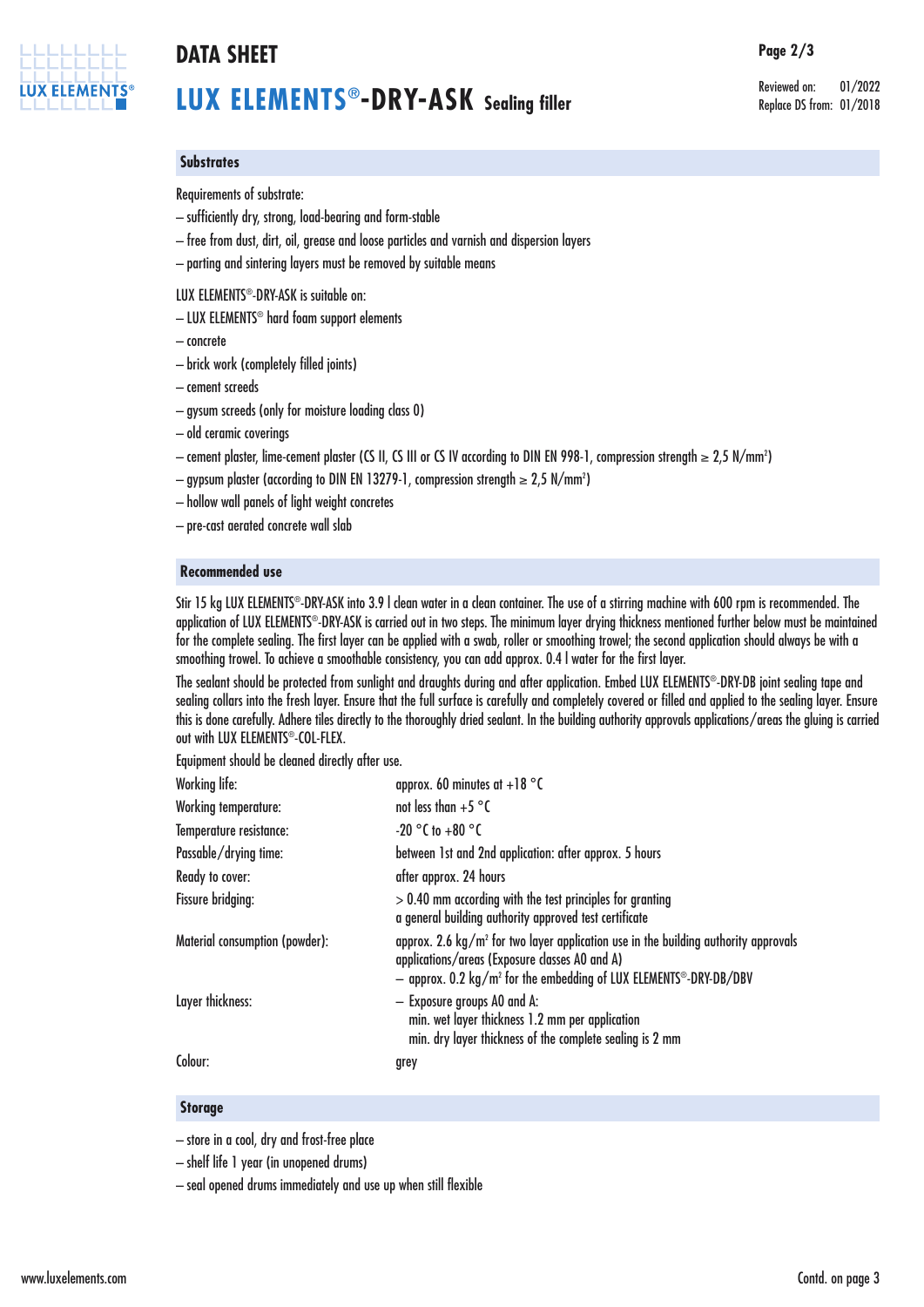## Substrates

Requirements of substrate:

- sufficiently dry, strong, load-bearing and form-stable
- free from dust, dirt, oil, grease and loose particles and varnish and dispersion layers
- parting and sintering layers must be removed by suitable means

LUX ELEMENTS®-DRY-ASK is suitable on:

- LUX ELEMENTS® hard foam support elements
- concrete
- brick work (completely filled joints)
- cement screeds
- gysum screeds (only for moisture loading class 0)
- old ceramic coverings
- cement plaster, lime-cement plaster (CS II, CS III or CS IV according to DIN EN 998-1, compression strength ≥ 2,5 N/mm²)
- gypsum plaster (according to DIN EN 13279-1, compression strength ≥ 2,5 N/mm²)
- hollow wall panels of light weight concretes
- pre-cast aerated concrete wall slab

## Recommended use

Stir 15 kg LUX ELEMENTS®-DRY-ASK into 3.9 l clean water in a clean container. The use of a stirring machine with 600 rpm is recommended. The application of LUX ELEMENTS®-DRY-ASK is carried out in two steps. The minimum layer drying thickness mentioned further below must be maintained for the complete sealing. The first layer can be applied with a swab, roller or smoothing trowel; the second application should always be with a smoothing trowel. To achieve a smoothable consistency, you can add approx. 0.4 l water for the first layer.

The sealant should be protected from sunlight and draughts during and after application. Embed LUX ELEMENTS®-DRY-DB joint sealing tape and sealing collars into the fresh layer. Ensure that the full surface is carefully and completely covered or filled and applied to the sealing layer. Ensure this is done carefully. Adhere tiles directly to the thoroughly dried sealant. In the building authority approvals applications/areas the gluing is carried out with LUX ELEMENTS®-COL-FLEX.

Equipment should be cleaned directly after use.

| | |
|---|---|
| Working life: | approx. 60 minutes at +18 °C |
| Working temperature: | not less than +5 °C |
| Temperature resistance: | -20 °C to +80 °C |
| Passable/drying time: | between 1st and 2nd application: after approx. 5 hours |
| Ready to cover: | after approx. 24 hours |
| Fissure bridging: | > 0.40 mm according with the test principles for granting a general building authority approved test certificate |
| Material consumption (powder): | approx. 2.6 kg/m² for two layer application use in the building authority approvals applications/areas (Exposure classes A0 and A)<br>– approx. 0.2 kg/m² for the embedding of LUX ELEMENTS®-DRY-DB/DBV |
| Layer thickness: | – Exposure groups A0 and A:<br>min. wet layer thickness 1.2 mm per application<br>min. dry layer thickness of the complete sealing is 2 mm |
| Colour: | grey |

## Storage

- store in a cool, dry and frost-free place
- shelf life 1 year (in unopened drums)
- seal opened drums immediately and use up when still flexible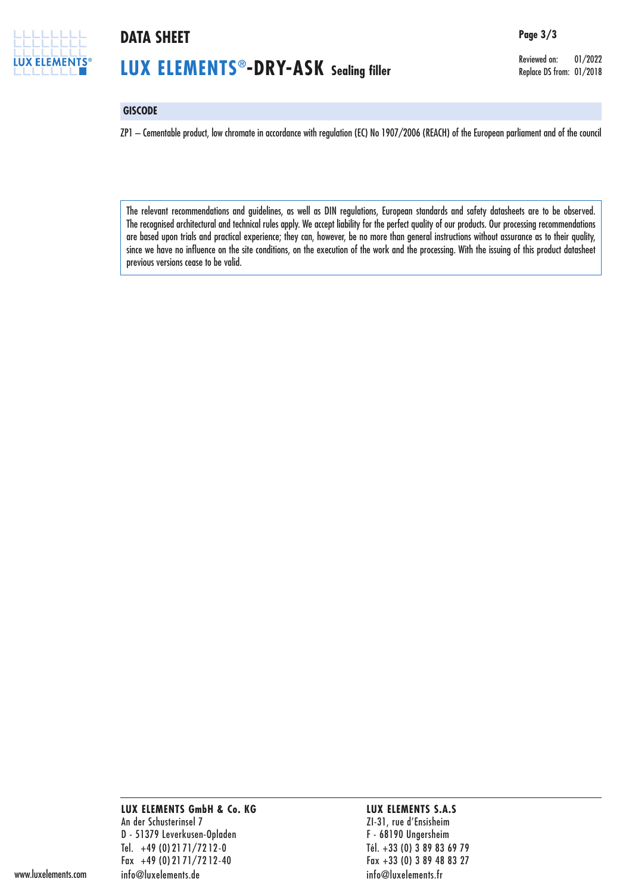## GISCODE

ZP1 – Cementable product, low chromate in accordance with regulation (EC) No 1907/2006 (REACH) of the European parliament and of the council

The relevant recommendations and guidelines, as well as DIN regulations, European standards and safety datasheets are to be observed. The recognised architectural and technical rules apply. We accept liability for the perfect quality of our products. Our processing recommendations are based upon trials and practical experience; they can, however, be no more than general instructions without assurance as to their quality, since we have no influence on the site conditions, on the execution of the work and the processing. With the issuing of this product datasheet previous versions cease to be valid.